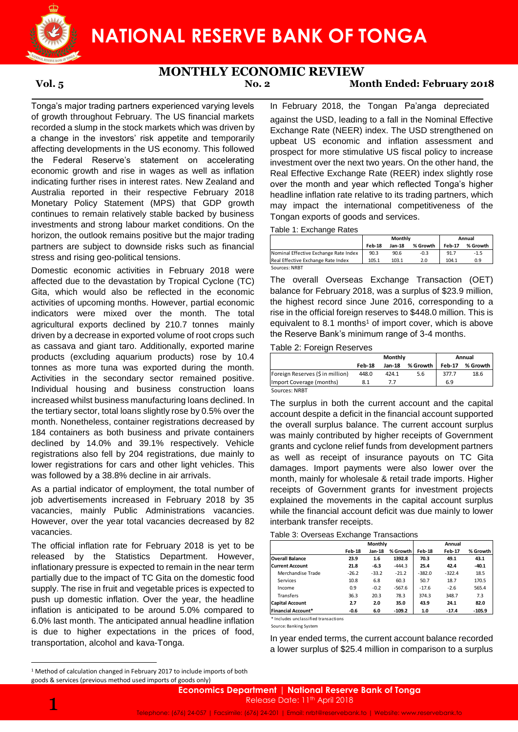# NATIONAL RESERVE BANK OF TONGA

## MONTHLY ECONOMIC REVIEW

**Vol. 5** **No. 2** **Month Ended: February 2018**

Tonga's major trading partners experienced varying levels of growth throughout February. The US financial markets recorded a slump in the stock markets which was driven by a change in the investors' risk appetite and temporarily affecting developments in the US economy. This followed the Federal Reserve's statement on accelerating economic growth and rise in wages as well as inflation indicating further rises in interest rates. New Zealand and Australia reported in their respective February 2018 Monetary Policy Statement (MPS) that GDP growth continues to remain relatively stable backed by business investments and strong labour market conditions. On the horizon, the outlook remains positive but the major trading partners are subject to downside risks such as financial stress and rising geo-political tensions.

Domestic economic activities in February 2018 were affected due to the devastation by Tropical Cyclone (TC) Gita, which would also be reflected in the economic activities of upcoming months. However, partial economic indicators were mixed over the month. The total agricultural exports declined by 210.7 tonnes mainly driven by a decrease in exported volume of root crops such as cassava and giant taro. Additionally, exported marine products (excluding aquarium products) rose by 10.4 tonnes as more tuna was exported during the month. Activities in the secondary sector remained positive. Individual housing and business construction loans increased whilst business manufacturing loans declined. In the tertiary sector, total loans slightly rose by 0.5% over the month. Nonetheless, container registrations decreased by 184 containers as both business and private containers declined by 14.0% and 39.1% respectively. Vehicle registrations also fell by 204 registrations, due mainly to lower registrations for cars and other light vehicles. This was followed by a 38.8% decline in air arrivals.

As a partial indicator of employment, the total number of job advertisements increased in February 2018 by 35 vacancies, mainly Public Administrations vacancies. However, over the year total vacancies decreased by 82 vacancies.

The official inflation rate for February 2018 is yet to be released by the Statistics Department. However, inflationary pressure is expected to remain in the near term partially due to the impact of TC Gita on the domestic food supply. The rise in fruit and vegetable prices is expected to push up domestic inflation. Over the year, the headline inflation is anticipated to be around 5.0% compared to 6.0% last month. The anticipated annual headline inflation is due to higher expectations in the prices of food, transportation, alcohol and kava-Tonga.

In February 2018, the Tongan Pa'anga depreciated against the USD, leading to a fall in the Nominal Effective Exchange Rate (NEER) index. The USD strengthened on upbeat US economic and inflation assessment and prospect for more stimulative US fiscal policy to increase investment over the next two years. On the other hand, the Real Effective Exchange Rate (REER) index slightly rose over the month and year which reflected Tonga's higher headline inflation rate relative to its trading partners, which may impact the international competitiveness of the Tongan exports of goods and services.

Table 1: Exchange Rates

| | Monthly | | | Annual | |
|---|---|---|---|---|---|
| | Feb-18 | Jan-18 | % Growth | Feb-17 | % Growth |
| Nominal Effective Exchange Rate Index | 90.3 | 90.6 | -0.3 | 91.7 | -1.5 |
| Real Effective Exchange Rate Index | 105.1 | 103.1 | 2.0 | 104.1 | 0.9 |

Sources: NRBT

The overall Overseas Exchange Transaction (OET) balance for February 2018, was a surplus of $23.9 million, the highest record since June 2016, corresponding to a rise in the official foreign reserves to $448.0 million. This is equivalent to 8.1 months[1] of import cover, which is above the Reserve Bank's minimum range of 3-4 months.

Table 2: Foreign Reserves

| | Monthly | | | Annual | |
|---|---|---|---|---|---|
| | Feb-18 | Jan-18 | % Growth | Feb-17 | % Growth |
| Foreign Reserves ($ in million) | 448.0 | 424.1 | 5.6 | 377.7 | 18.6 |
| Import Coverage (months) | 8.1 | 7.7 | | 6.9 | |

Sources: NRBT

The surplus in both the current account and the capital account despite a deficit in the financial account supported the overall surplus balance. The current account surplus was mainly contributed by higher receipts of Government grants and cyclone relief funds from development partners as well as receipt of insurance payouts on TC Gita damages. Import payments were also lower over the month, mainly for wholesale & retail trade imports. Higher receipts of Government grants for investment projects explained the movements in the capital account surplus while the financial account deficit was due mainly to lower interbank transfer receipts.

Table 3: Overseas Exchange Transactions

| | Monthly | | | Annual | | |
|---|---|---|---|---|---|---|
| | Feb-18 | Jan-18 | % Growth | Feb-18 | Feb-17 | % Growth |
| **Overall Balance** | **23.9** | **1.6** | **1392.8** | **70.3** | **49.1** | **43.1** |
| **Current Account** | **21.8** | **-6.3** | **-444.3** | **25.4** | **42.4** | **-40.1** |
| Merchandise Trade | -26.2 | -33.2 | -21.2 | -382.0 | -322.4 | 18.5 |
| Services | 10.8 | 6.8 | 60.3 | 50.7 | 18.7 | 170.5 |
| Income | 0.9 | -0.2 | -567.6 | -17.6 | -2.6 | 565.4 |
| Transfers | 36.3 | 20.3 | 78.3 | 374.3 | 348.7 | 7.3 |
| **Capital Account** | **2.7** | **2.0** | **35.0** | **43.9** | **24.1** | **82.0** |
| **Financial Account*** | **-0.6** | **6.0** | **-109.2** | **1.0** | **-17.4** | **-105.9** |

* Includes unclassified transactions

Source: Banking System

In year ended terms, the current account balance recorded a lower surplus of $25.4 million in comparison to a surplus

[1] Method of calculation changed in February 2017 to include imports of both goods & services (previous method used imports of goods only)

**Economics Department | National Reserve Bank of Tonga**
Release Date: 11th April 2018

Telephone: (676) 24-057 | Facsimile: (676) 24-201 | Email: nrbt@reservebank.to | Website: www.reservebank.to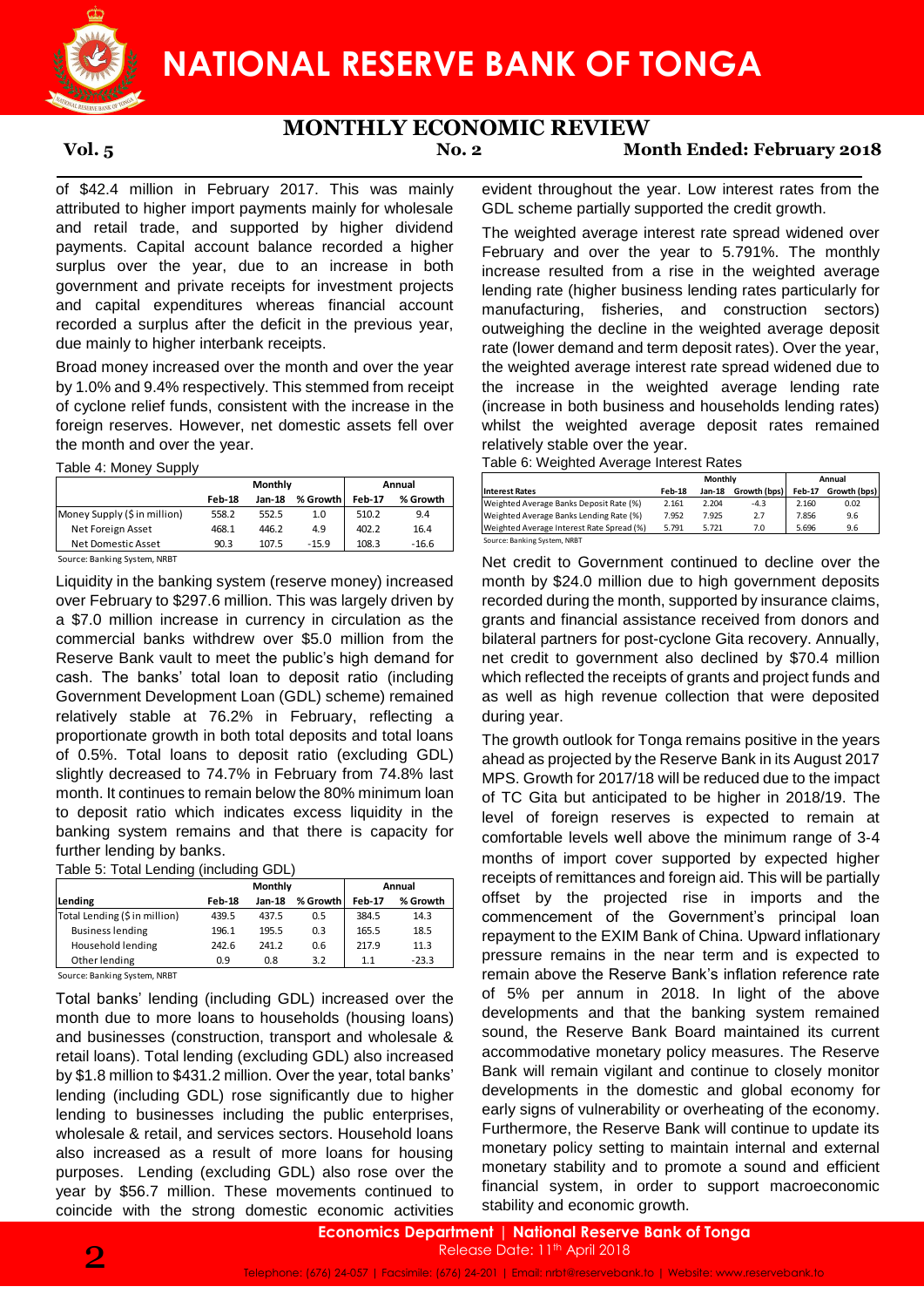of $42.4 million in February 2017. This was mainly attributed to higher import payments mainly for wholesale and retail trade, and supported by higher dividend payments. Capital account balance recorded a higher surplus over the year, due to an increase in both government and private receipts for investment projects and capital expenditures whereas financial account recorded a surplus after the deficit in the previous year, due mainly to higher interbank receipts.

Broad money increased over the month and over the year by 1.0% and 9.4% respectively. This stemmed from receipt of cyclone relief funds, consistent with the increase in the foreign reserves. However, net domestic assets fell over the month and over the year.

Table 4: Money Supply

| | Monthly | | | Annual | |
|---|---|---|---|---|---|
| | Feb-18 | Jan-18 | % Growth | Feb-17 | % Growth |
| Money Supply ($ in million) | 558.2 | 552.5 | 1.0 | 510.2 | 9.4 |
| Net Foreign Asset | 468.1 | 446.2 | 4.9 | 402.2 | 16.4 |
| Net Domestic Asset | 90.3 | 107.5 | -15.9 | 108.3 | -16.6 |

Source: Banking System, NRBT

Liquidity in the banking system (reserve money) increased over February to $297.6 million. This was largely driven by a $7.0 million increase in currency in circulation as the commercial banks withdrew over $5.0 million from the Reserve Bank vault to meet the public's high demand for cash. The banks' total loan to deposit ratio (including Government Development Loan (GDL) scheme) remained relatively stable at 76.2% in February, reflecting a proportionate growth in both total deposits and total loans of 0.5%. Total loans to deposit ratio (excluding GDL) slightly decreased to 74.7% in February from 74.8% last month. It continues to remain below the 80% minimum loan to deposit ratio which indicates excess liquidity in the banking system remains and that there is capacity for further lending by banks.

Table 5: Total Lending (including GDL)

| | Monthly | | | Annual | |
|---|---|---|---|---|---|
| Lending | Feb-18 | Jan-18 | % Growth | Feb-17 | % Growth |
| Total Lending ($ in million) | 439.5 | 437.5 | 0.5 | 384.5 | 14.3 |
| Business lending | 196.1 | 195.5 | 0.3 | 165.5 | 18.5 |
| Household lending | 242.6 | 241.2 | 0.6 | 217.9 | 11.3 |
| Other lending | 0.9 | 0.8 | 3.2 | 1.1 | -23.3 |

Source: Banking System, NRBT

Total banks' lending (including GDL) increased over the month due to more loans to households (housing loans) and businesses (construction, transport and wholesale & retail loans). Total lending (excluding GDL) also increased by $1.8 million to $431.2 million. Over the year, total banks' lending (including GDL) rose significantly due to higher lending to businesses including the public enterprises, wholesale & retail, and services sectors. Household loans also increased as a result of more loans for housing purposes. Lending (excluding GDL) also rose over the year by $56.7 million. These movements continued to coincide with the strong domestic economic activities evident throughout the year. Low interest rates from the GDL scheme partially supported the credit growth.

The weighted average interest rate spread widened over February and over the year to 5.791%. The monthly increase resulted from a rise in the weighted average lending rate (higher business lending rates particularly for manufacturing, fisheries, and construction sectors) outweighing the decline in the weighted average deposit rate (lower demand and term deposit rates). Over the year, the weighted average interest rate spread widened due to the increase in the weighted average lending rate (increase in both business and households lending rates) whilst the weighted average deposit rates remained relatively stable over the year.

Table 6: Weighted Average Interest Rates

| | Monthly | | | Annual | |
|---|---|---|---|---|---|
| Interest Rates | Feb-18 | Jan-18 | Growth (bps) | Feb-17 | Growth (bps) |
| Weighted Average Banks Deposit Rate (%) | 2.161 | 2.204 | -4.3 | 2.160 | 0.02 |
| Weighted Average Banks Lending Rate (%) | 7.952 | 7.925 | 2.7 | 7.856 | 9.6 |
| Weighted Average Interest Rate Spread (%) | 5.791 | 5.721 | 7.0 | 5.696 | 9.6 |

Source: Banking System, NRBT

Net credit to Government continued to decline over the month by $24.0 million due to high government deposits recorded during the month, supported by insurance claims, grants and financial assistance received from donors and bilateral partners for post-cyclone Gita recovery. Annually, net credit to government also declined by $70.4 million which reflected the receipts of grants and project funds and as well as high revenue collection that were deposited during year.

The growth outlook for Tonga remains positive in the years ahead as projected by the Reserve Bank in its August 2017 MPS. Growth for 2017/18 will be reduced due to the impact of TC Gita but anticipated to be higher in 2018/19. The level of foreign reserves is expected to remain at comfortable levels well above the minimum range of 3-4 months of import cover supported by expected higher receipts of remittances and foreign aid. This will be partially offset by the projected rise in imports and the commencement of the Government's principal loan repayment to the EXIM Bank of China. Upward inflationary pressure remains in the near term and is expected to remain above the Reserve Bank's inflation reference rate of 5% per annum in 2018. In light of the above developments and that the banking system remained sound, the Reserve Bank Board maintained its current accommodative monetary policy measures. The Reserve Bank will remain vigilant and continue to closely monitor developments in the domestic and global economy for early signs of vulnerability or overheating of the economy. Furthermore, the Reserve Bank will continue to update its monetary policy setting to maintain internal and external monetary stability and to promote a sound and efficient financial system, in order to support macroeconomic stability and economic growth.

**Economics Department | National Reserve Bank of Tonga**

Release Date: 11th April 2018

Telephone: (676) 24-057 | Facsimile: (676) 24-201 | Email: nrbt@reservebank.to | Website: www.reservebank.to